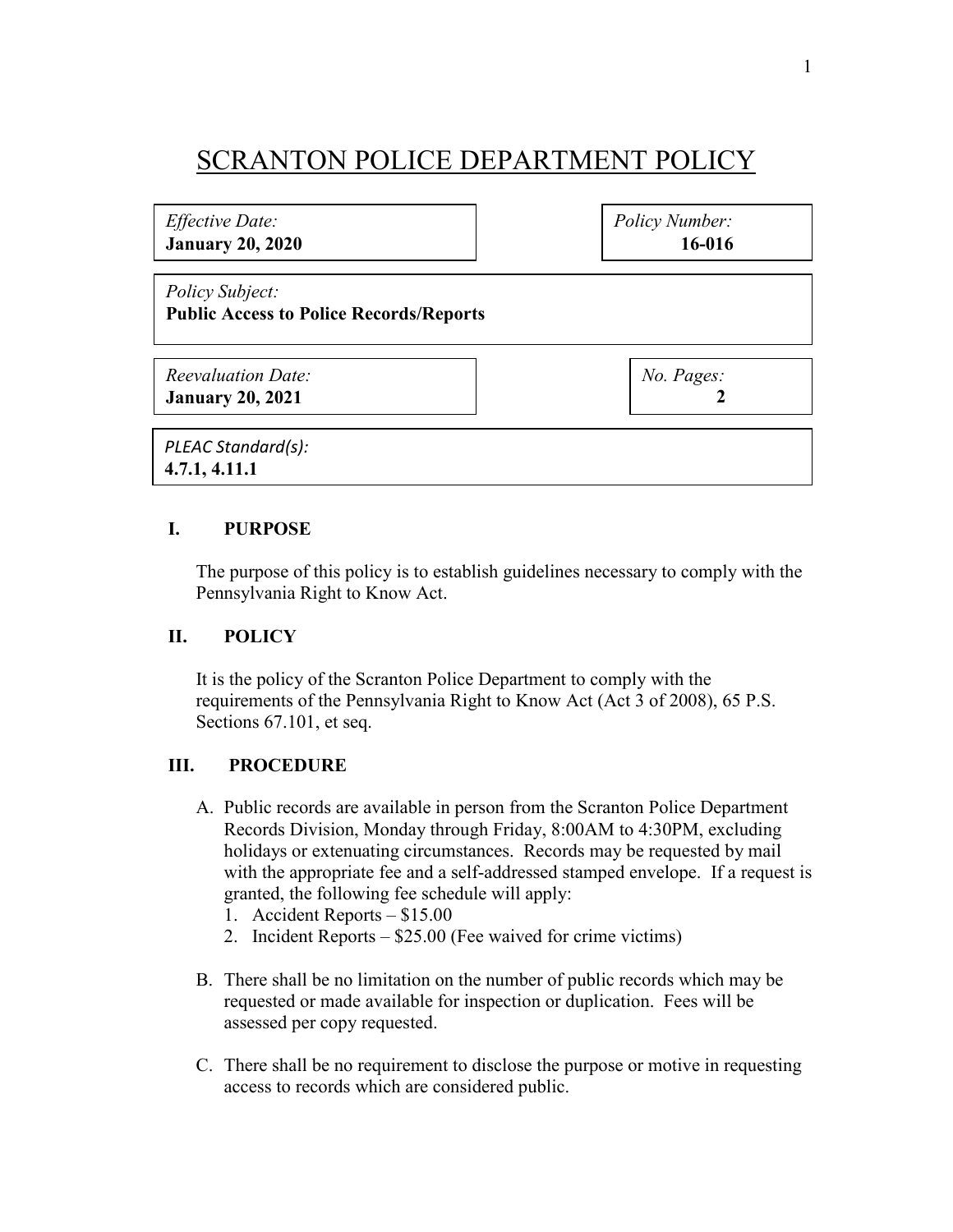# SCRANTON POLICE DEPARTMENT POLICY

| *Effective Date:* **January 20, 2020** | *Policy Number:* **16-016** |
|---|---|
| *Policy Subject:* **Public Access to Police Records/Reports** | |
| *Reevaluation Date:* **January 20, 2021** | *No. Pages:* **2** |
| *PLEAC Standard(s):* **4.7.1, 4.11.1** | |

## I. PURPOSE

The purpose of this policy is to establish guidelines necessary to comply with the Pennsylvania Right to Know Act.

## II. POLICY

It is the policy of the Scranton Police Department to comply with the requirements of the Pennsylvania Right to Know Act (Act 3 of 2008), 65 P.S. Sections 67.101, et seq.

## III. PROCEDURE

A. Public records are available in person from the Scranton Police Department Records Division, Monday through Friday, 8:00AM to 4:30PM, excluding holidays or extenuating circumstances. Records may be requested by mail with the appropriate fee and a self-addressed stamped envelope. If a request is granted, the following fee schedule will apply:
   1. Accident Reports – $15.00
   2. Incident Reports – $25.00 (Fee waived for crime victims)

B. There shall be no limitation on the number of public records which may be requested or made available for inspection or duplication. Fees will be assessed per copy requested.

C. There shall be no requirement to disclose the purpose or motive in requesting access to records which are considered public.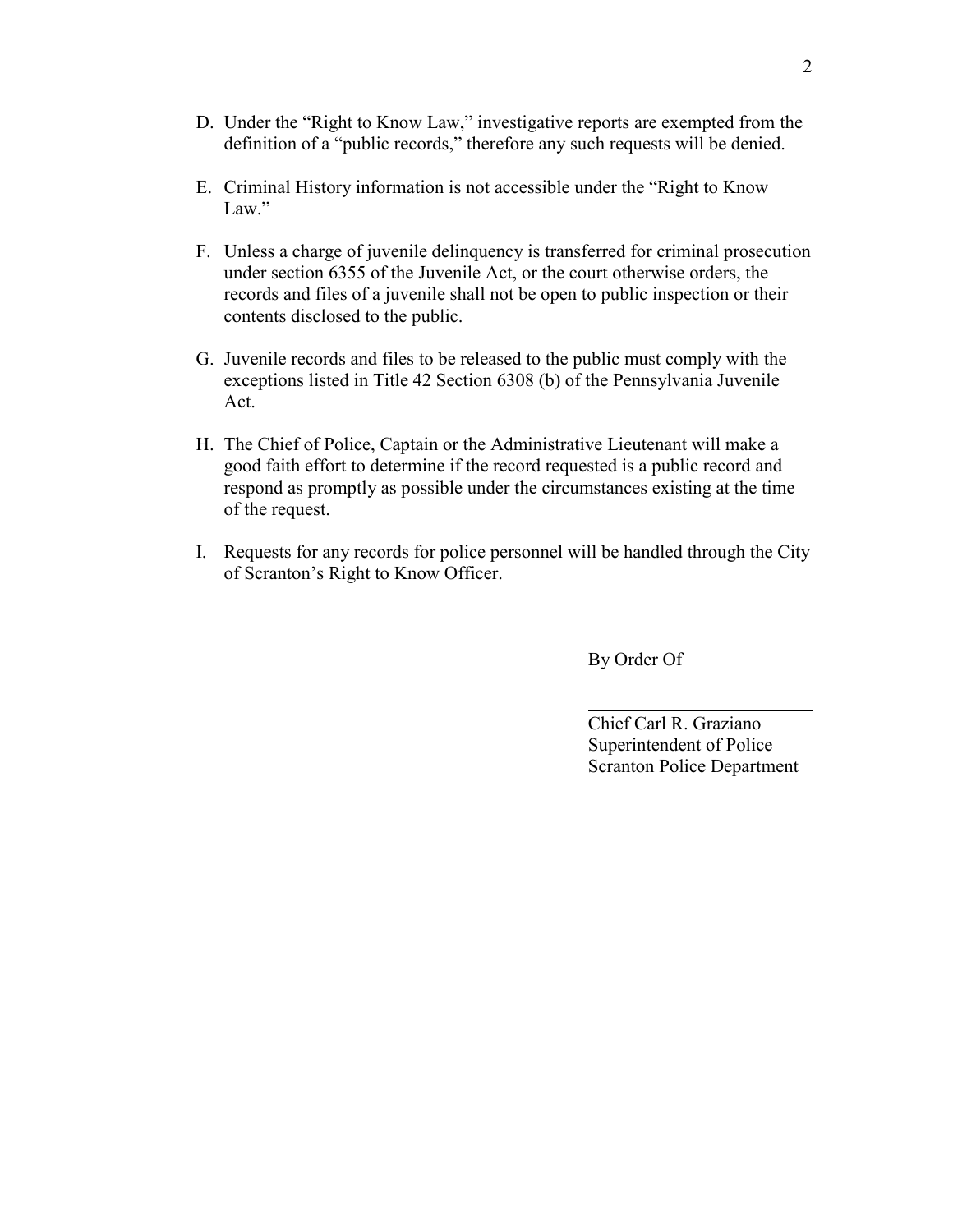D. Under the "Right to Know Law," investigative reports are exempted from the definition of a "public records," therefore any such requests will be denied.

E. Criminal History information is not accessible under the "Right to Know Law."

F. Unless a charge of juvenile delinquency is transferred for criminal prosecution under section 6355 of the Juvenile Act, or the court otherwise orders, the records and files of a juvenile shall not be open to public inspection or their contents disclosed to the public.

G. Juvenile records and files to be released to the public must comply with the exceptions listed in Title 42 Section 6308 (b) of the Pennsylvania Juvenile Act.

H. The Chief of Police, Captain or the Administrative Lieutenant will make a good faith effort to determine if the record requested is a public record and respond as promptly as possible under the circumstances existing at the time of the request.

I. Requests for any records for police personnel will be handled through the City of Scranton's Right to Know Officer.

By Order Of

\_\_\_\_\_\_\_\_\_\_\_\_\_\_\_\_\_\_\_\_\_\_\_\_

Chief Carl R. Graziano
Superintendent of Police
Scranton Police Department